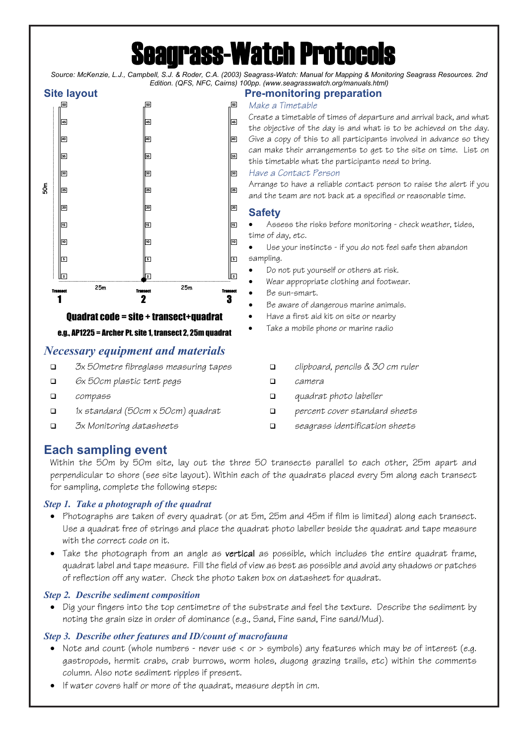# Seagrass-Watch Protocols

*Source: McKenzie, L.J., Campbell, S.J. & Roder, C.A. (2003) Seagrass-Watch: Manual for Mapping & Monitoring Seagrass Resources. 2nd Edition. (QFS, NFC, Cairns) 100pp. (www.seagrasswatch.org/manuals.html)*

## Site layout

50m

0, 5, 10, 15, 20, 25, 30, 35, 40, 45, 50

Transect 1 — 25m — Transect 2 — 25m — Transect 3

**Quadrat code = site + transect+quadrat**

**e.g., AP1225 = Archer Pt. site 1, transect 2, 25m quadrat**

## Pre-monitoring preparation

*Make a Timetable*

Create a timetable of times of departure and arrival back, and what the objective of the day is and what is to be achieved on the day. Give a copy of this to all participants involved in advance so they can make their arrangements to get to the site on time. List on this timetable what the participants need to bring.

*Have a Contact Person*

Arrange to have a reliable contact person to raise the alert if you and the team are not back at a specified or reasonable time.

## Safety

- Assess the risks before monitoring - check weather, tides, time of day, etc.
- Use your instincts - if you do not feel safe then abandon sampling.
- Do not put yourself or others at risk.
- Wear appropriate clothing and footwear.
- Be sun-smart.
- Be aware of dangerous marine animals.
- Have a first aid kit on site or nearby
- Take a mobile phone or marine radio

## *Necessary equipment and materials*

- ❑ *3x 50metre fibreglass measuring tapes*
- ❑ *6x 50cm plastic tent pegs*
- ❑ *compass*
- ❑ *1x standard (50cm x 50cm) quadrat*
- ❑ *3x Monitoring datasheets*
- ❑ *clipboard, pencils & 30 cm ruler*
- ❑ *camera*
- ❑ *quadrat photo labeller*
- ❑ *percent cover standard sheets*
- ❑ *seagrass identification sheets*

## Each sampling event

Within the 50m by 50m site, lay out the three 50 transects parallel to each other, 25m apart and perpendicular to shore (see site layout). Within each of the quadrats placed every 5m along each transect for sampling, complete the following steps:

### *Step 1. Take a photograph of the quadrat*

- Photographs are taken of every quadrat (or at 5m, 25m and 45m if film is limited) along each transect. Use a quadrat free of strings and place the quadrat photo labeller beside the quadrat and tape measure with the correct code on it.
- Take the photograph from an angle as **vertical** as possible, which includes the entire quadrat frame, quadrat label and tape measure. Fill the field of view as best as possible and avoid any shadows or patches of reflection off any water. Check the photo taken box on datasheet for quadrat.

### *Step 2. Describe sediment composition*

- Dig your fingers into the top centimetre of the substrate and feel the texture. Describe the sediment by noting the grain size in order of dominance (e.g., Sand, Fine sand, Fine sand/Mud).

### *Step 3. Describe other features and ID/count of macrofauna*

- Note and count (whole numbers - never use < or > symbols) any features which may be of interest (e.g. gastropods, hermit crabs, crab burrows, worm holes, dugong grazing trails, etc) within the comments column. Also note sediment ripples if present.
- If water covers half or more of the quadrat, measure depth in cm.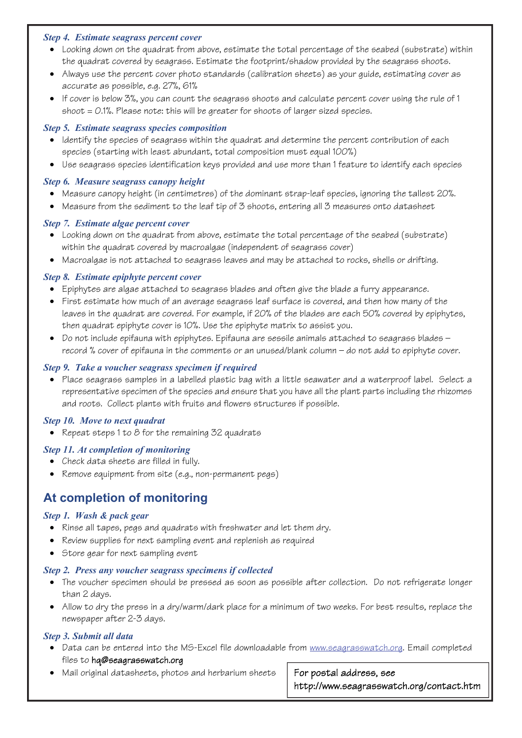### *Step 4. Estimate seagrass percent cover*

- Looking down on the quadrat from above, estimate the total percentage of the seabed (substrate) within the quadrat covered by seagrass. Estimate the footprint/shadow provided by the seagrass shoots.
- Always use the percent cover photo standards (calibration sheets) as your guide, estimating cover as accurate as possible, e.g. 27%, 61%
- If cover is below 3%, you can count the seagrass shoots and calculate percent cover using the rule of 1 shoot = 0.1%. Please note: this will be greater for shoots of larger sized species.

### *Step 5. Estimate seagrass species composition*

- Identify the species of seagrass within the quadrat and determine the percent contribution of each species (starting with least abundant, total composition must equal 100%)
- Use seagrass species identification keys provided and use more than 1 feature to identify each species

### *Step 6. Measure seagrass canopy height*

- Measure canopy height (in centimetres) of the dominant strap-leaf species, ignoring the tallest 20%.
- Measure from the sediment to the leaf tip of 3 shoots, entering all 3 measures onto datasheet

### *Step 7. Estimate algae percent cover*

- Looking down on the quadrat from above, estimate the total percentage of the seabed (substrate) within the quadrat covered by macroalgae (independent of seagrass cover)
- Macroalgae is not attached to seagrass leaves and may be attached to rocks, shells or drifting.

### *Step 8. Estimate epiphyte percent cover*

- Epiphytes are algae attached to seagrass blades and often give the blade a furry appearance.
- First estimate how much of an average seagrass leaf surface is covered, and then how many of the leaves in the quadrat are covered. For example, if 20% of the blades are each 50% covered by epiphytes, then quadrat epiphyte cover is 10%. Use the epiphyte matrix to assist you.
- Do not include epifauna with epiphytes. Epifauna are sessile animals attached to seagrass blades – record % cover of epifauna in the comments or an unused/blank column – do not add to epiphyte cover.

### *Step 9. Take a voucher seagrass specimen if required*

- Place seagrass samples in a labelled plastic bag with a little seawater and a waterproof label. Select a representative specimen of the species and ensure that you have all the plant parts including the rhizomes and roots. Collect plants with fruits and flowers structures if possible.

### *Step 10. Move to next quadrat*

- Repeat steps 1 to 8 for the remaining 32 quadrats

### *Step 11. At completion of monitoring*

- Check data sheets are filled in fully.
- Remove equipment from site (e.g., non-permanent pegs)

## At completion of monitoring

### *Step 1. Wash & pack gear*

- Rinse all tapes, pegs and quadrats with freshwater and let them dry.
- Review supplies for next sampling event and replenish as required
- Store gear for next sampling event

### *Step 2. Press any voucher seagrass specimens if collected*

- The voucher specimen should be pressed as soon as possible after collection. Do not refrigerate longer than 2 days.
- Allow to dry the press in a dry/warm/dark place for a minimum of two weeks. For best results, replace the newspaper after 2-3 days.

### *Step 3. Submit all data*

- Data can be entered into the MS-Excel file downloadable from www.seagrasswatch.org. Email completed files to hq@seagrasswatch.org
- Mail original datasheets, photos and herbarium sheets

For postal address, see http://www.seagrasswatch.org/contact.htm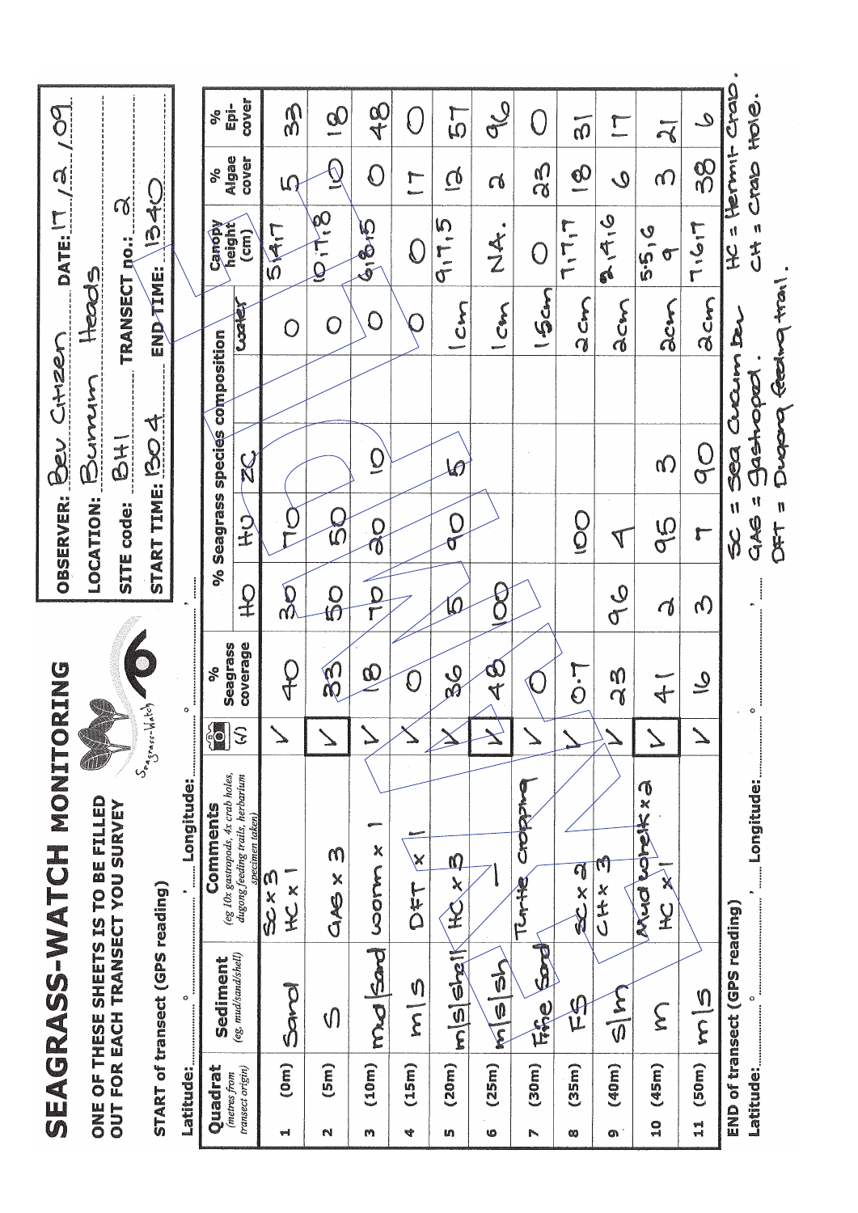# SEAGRASS-WATCH MONITORING

**ONE OF THESE SHEETS IS TO BE FILLED OUT FOR EACH TRANSECT YOU SURVEY**

OBSERVER: Bev Citizen DATE: 17 / 2 / 09

LOCATION: Burrum Heads

SITE code: BH1 TRANSECT no.: 2

START TIME: 1304 END TIME: 1340

START of transect (GPS reading)

Latitude: ........ ° ........ ' ........ Longitude: ........ ° ........ ' ........

| Quadrat (metres from transect origin) | Sediment (eg, mud/sand/shell) | Comments (eg 10x gastropods, 4x crab holes, dugong feeding trails, herbarium specimen taken) | 📷 (✓) | % Seagrass coverage | % Seagrass species composition HO | HU | ZC | water | Canopy height (cm) | % Algae cover | % Epi-cover |
|---|---|---|---|---|---|---|---|---|---|---|---|
| 1 (0m) | Sand | SC x 3, HC x 1 | ✓ | 40 | 30 | 70 | | 0 | 5,4,7 | 5 | 33 |
| 2 (5m) | S | GAS x 3 | ✓ | 33 | 50 | 50 | | 0 | 10,7,8 | 10 | 18 |
| 3 (10m) | mud/sand | worm x 1 | ✓ | 18 | 70 | 20 | 10 | 0 | 6,8,5 | 0 | 48 |
| 4 (15m) | m/s | DFT x 1 | ✓ | 0 | | | | 0 | 0 | 17 | 0 |
| 5 (20m) | m/s/shell | HC x 3 | ✓ | 36 | 5 | 90 | 5 | 1cm | 9,7,5 | 12 | 57 |
| 6 (25m) | m/s/sh | — | ✓ | 48 | 100 | | | 1cm | NA. | 2 | 96 |
| 7 (30m) | Fine Sand | Turtle cropping | ✓ | 0 | | | | 1.5cm | 0 | 23 | 0 |
| 8 (35m) | FS | SC x 2 | ✓ | 0.7 | | 100 | | 2cm | 7,7,7 | 18 | 31 |
| 9 (40m) | s/m | CH x 3 | ✓ | 23 | 96 | 4 | | 2cm | 2,4,6 | 6 | 17 |
| 10 (45m) | m | Mud whelk x 2, HC x 1 | ✓ | 41 | 2 | 95 | 3 | 2cm | 5,5,6,9 | 3 | 21 |
| 11 (50m) | m/s | | ✓ | 16 | 3 | 7 | 90 | 2cm | 7,6,7 | 38 | 6 |

END of transect (GPS reading)

Latitude: ........ ° ........ ' ........ Longitude: ........ ° ........ ' ........

SC = Sea Cucumber    HC = Hermit Crab.
GAS = Gastropod.    CH = Crab Hole.
DFT = Dugong feeding trail.